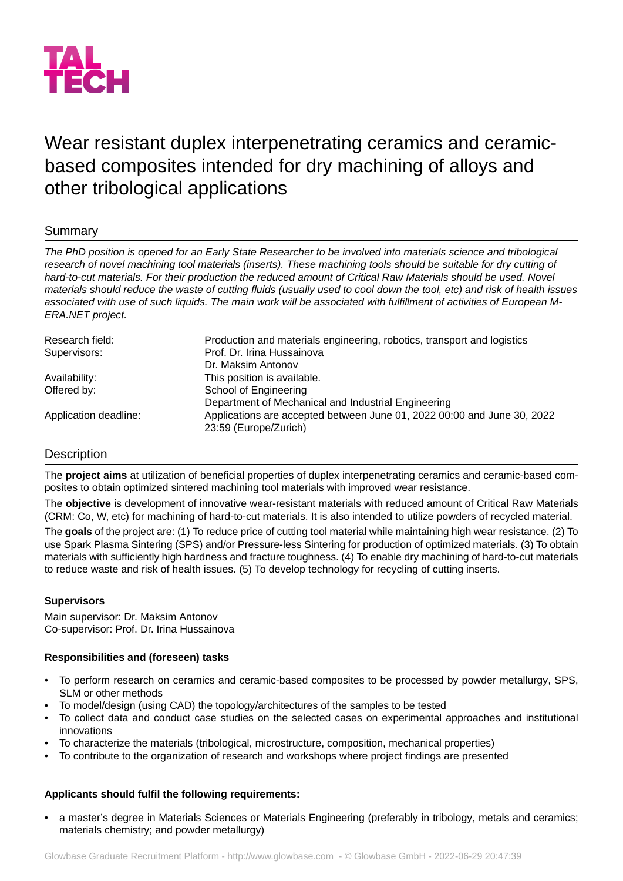TAL TECH

# Wear resistant duplex interpenetrating ceramics and ceramic-based composites intended for dry machining of alloys and other tribological applications

## Summary

*The PhD position is opened for an Early State Researcher to be involved into materials science and tribological research of novel machining tool materials (inserts). These machining tools should be suitable for dry cutting of hard-to-cut materials. For their production the reduced amount of Critical Raw Materials should be used. Novel materials should reduce the waste of cutting fluids (usually used to cool down the tool, etc) and risk of health issues associated with use of such liquids. The main work will be associated with fulfillment of activities of European M-ERA.NET project.*

| | |
|---|---|
| Research field: | Production and materials engineering, robotics, transport and logistics |
| Supervisors: | Prof. Dr. Irina Hussainova<br>Dr. Maksim Antonov |
| Availability: | This position is available. |
| Offered by: | School of Engineering<br>Department of Mechanical and Industrial Engineering |
| Application deadline: | Applications are accepted between June 01, 2022 00:00 and June 30, 2022 23:59 (Europe/Zurich) |

## Description

The **project aims** at utilization of beneficial properties of duplex interpenetrating ceramics and ceramic-based composites to obtain optimized sintered machining tool materials with improved wear resistance.

The **objective** is development of innovative wear-resistant materials with reduced amount of Critical Raw Materials (CRM: Co, W, etc) for machining of hard-to-cut materials. It is also intended to utilize powders of recycled material.

The **goals** of the project are: (1) To reduce price of cutting tool material while maintaining high wear resistance. (2) To use Spark Plasma Sintering (SPS) and/or Pressure-less Sintering for production of optimized materials. (3) To obtain materials with sufficiently high hardness and fracture toughness. (4) To enable dry machining of hard-to-cut materials to reduce waste and risk of health issues. (5) To develop technology for recycling of cutting inserts.

**Supervisors**

Main supervisor: Dr. Maksim Antonov
Co-supervisor: Prof. Dr. Irina Hussainova

**Responsibilities and (foreseen) tasks**

- To perform research on ceramics and ceramic-based composites to be processed by powder metallurgy, SPS, SLM or other methods
- To model/design (using CAD) the topology/architectures of the samples to be tested
- To collect data and conduct case studies on the selected cases on experimental approaches and institutional innovations
- To characterize the materials (tribological, microstructure, composition, mechanical properties)
- To contribute to the organization of research and workshops where project findings are presented

**Applicants should fulfil the following requirements:**

- a master's degree in Materials Sciences or Materials Engineering (preferably in tribology, metals and ceramics; materials chemistry; and powder metallurgy)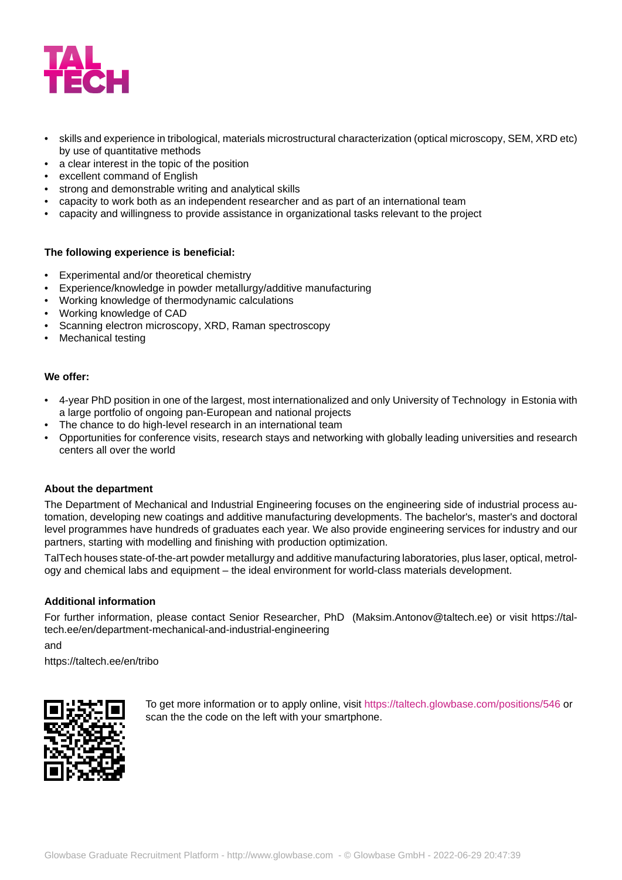- skills and experience in tribological, materials microstructural characterization (optical microscopy, SEM, XRD etc) by use of quantitative methods
- a clear interest in the topic of the position
- excellent command of English
- strong and demonstrable writing and analytical skills
- capacity to work both as an independent researcher and as part of an international team
- capacity and willingness to provide assistance in organizational tasks relevant to the project

**The following experience is beneficial:**

- Experimental and/or theoretical chemistry
- Experience/knowledge in powder metallurgy/additive manufacturing
- Working knowledge of thermodynamic calculations
- Working knowledge of CAD
- Scanning electron microscopy, XRD, Raman spectroscopy
- Mechanical testing

**We offer:**

- 4-year PhD position in one of the largest, most internationalized and only University of Technology in Estonia with a large portfolio of ongoing pan-European and national projects
- The chance to do high-level research in an international team
- Opportunities for conference visits, research stays and networking with globally leading universities and research centers all over the world

**About the department**

The Department of Mechanical and Industrial Engineering focuses on the engineering side of industrial process automation, developing new coatings and additive manufacturing developments. The bachelor's, master's and doctoral level programmes have hundreds of graduates each year. We also provide engineering services for industry and our partners, starting with modelling and finishing with production optimization.

TalTech houses state-of-the-art powder metallurgy and additive manufacturing laboratories, plus laser, optical, metrology and chemical labs and equipment – the ideal environment for world-class materials development.

**Additional information**

For further information, please contact Senior Researcher, PhD (Maksim.Antonov@taltech.ee) or visit https://taltech.ee/en/department-mechanical-and-industrial-engineering

and

https://taltech.ee/en/tribo

To get more information or to apply online, visit https://taltech.glowbase.com/positions/546 or scan the the code on the left with your smartphone.